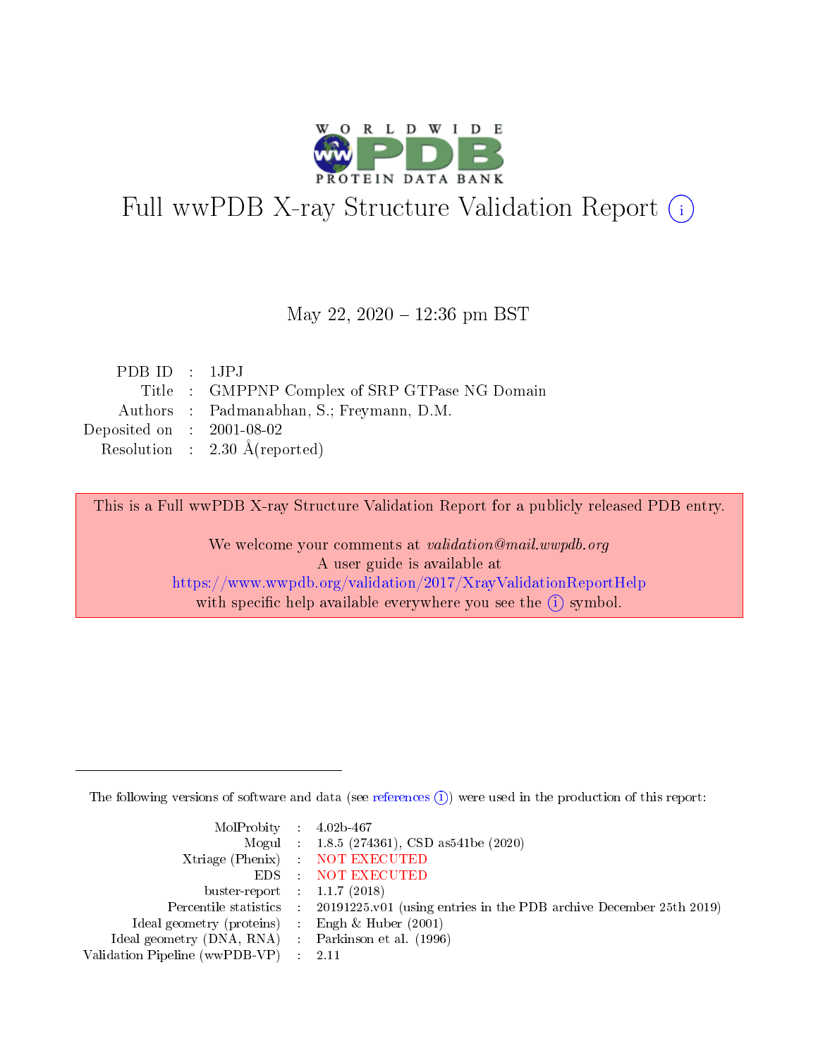# Full wwPDB X-ray Structure Validation Report (i)

May 22, 2020 – 12:36 pm BST

| | | |
|---|---|---|
| PDB ID | : | 1JPJ |
| Title | : | GMPPNP Complex of SRP GTPase NG Domain |
| Authors | : | Padmanabhan, S.; Freymann, D.M. |
| Deposited on | : | 2001-08-02 |
| Resolution | : | 2.30 Å(reported) |

This is a Full wwPDB X-ray Structure Validation Report for a publicly released PDB entry.

We welcome your comments at *validation@mail.wwpdb.org*
A user guide is available at
https://www.wwpdb.org/validation/2017/XrayValidationReportHelp
with specific help available everywhere you see the (i) symbol.

---

The following versions of software and data (see references (i)) were used in the production of this report:

| | | |
|---|---|---|
| MolProbity | : | 4.02b-467 |
| Mogul | : | 1.8.5 (274361), CSD as541be (2020) |
| Xtriage (Phenix) | : | NOT EXECUTED |
| EDS | : | NOT EXECUTED |
| buster-report | : | 1.1.7 (2018) |
| Percentile statistics | : | 20191225.v01 (using entries in the PDB archive December 25th 2019) |
| Ideal geometry (proteins) | : | Engh & Huber (2001) |
| Ideal geometry (DNA, RNA) | : | Parkinson et al. (1996) |
| Validation Pipeline (wwPDB-VP) | : | 2.11 |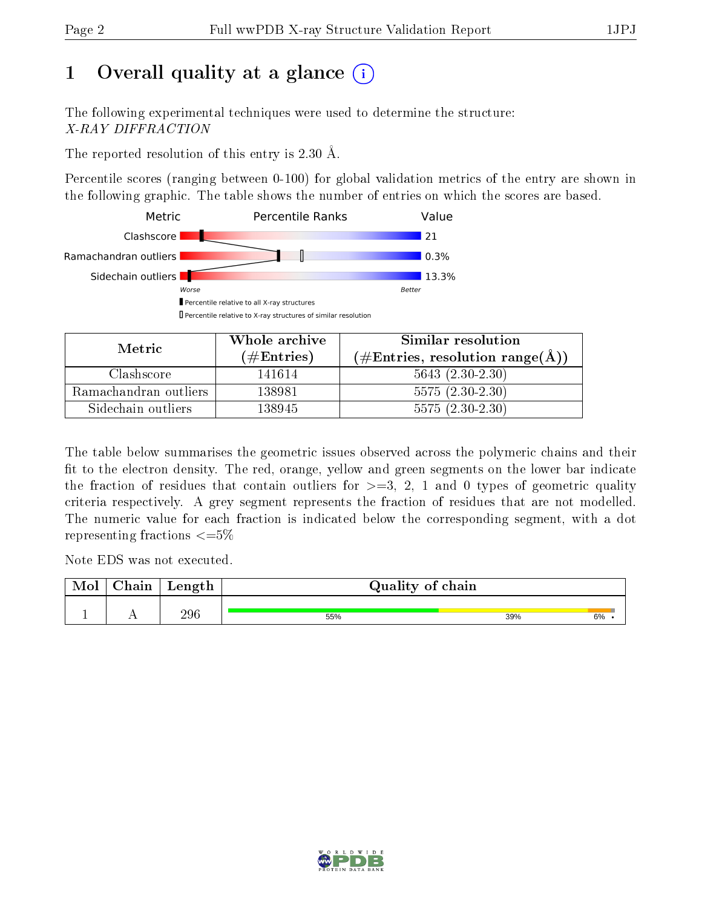# 1 Overall quality at a glance

The following experimental techniques were used to determine the structure:
*X-RAY DIFFRACTION*

The reported resolution of this entry is 2.30 Å.

Percentile scores (ranging between 0-100) for global validation metrics of the entry are shown in the following graphic. The table shows the number of entries on which the scores are based.

| Metric | Value |
|---|---|
| Clashscore | 21 |
| Ramachandran outliers | 0.3% |
| Sidechain outliers | 13.3% |

| Metric | Whole archive (#Entries) | Similar resolution (#Entries, resolution range(Å)) |
|---|---|---|
| Clashscore | 141614 | 5643 (2.30-2.30) |
| Ramachandran outliers | 138981 | 5575 (2.30-2.30) |
| Sidechain outliers | 138945 | 5575 (2.30-2.30) |

The table below summarises the geometric issues observed across the polymeric chains and their fit to the electron density. The red, orange, yellow and green segments on the lower bar indicate the fraction of residues that contain outliers for >=3, 2, 1 and 0 types of geometric quality criteria respectively. A grey segment represents the fraction of residues that are not modelled. The numeric value for each fraction is indicated below the corresponding segment, with a dot representing fractions <=5%

Note EDS was not executed.

| Mol | Chain | Length | Quality of chain |
|---|---|---|---|
| 1 | A | 296 | 55% 39% 6% • |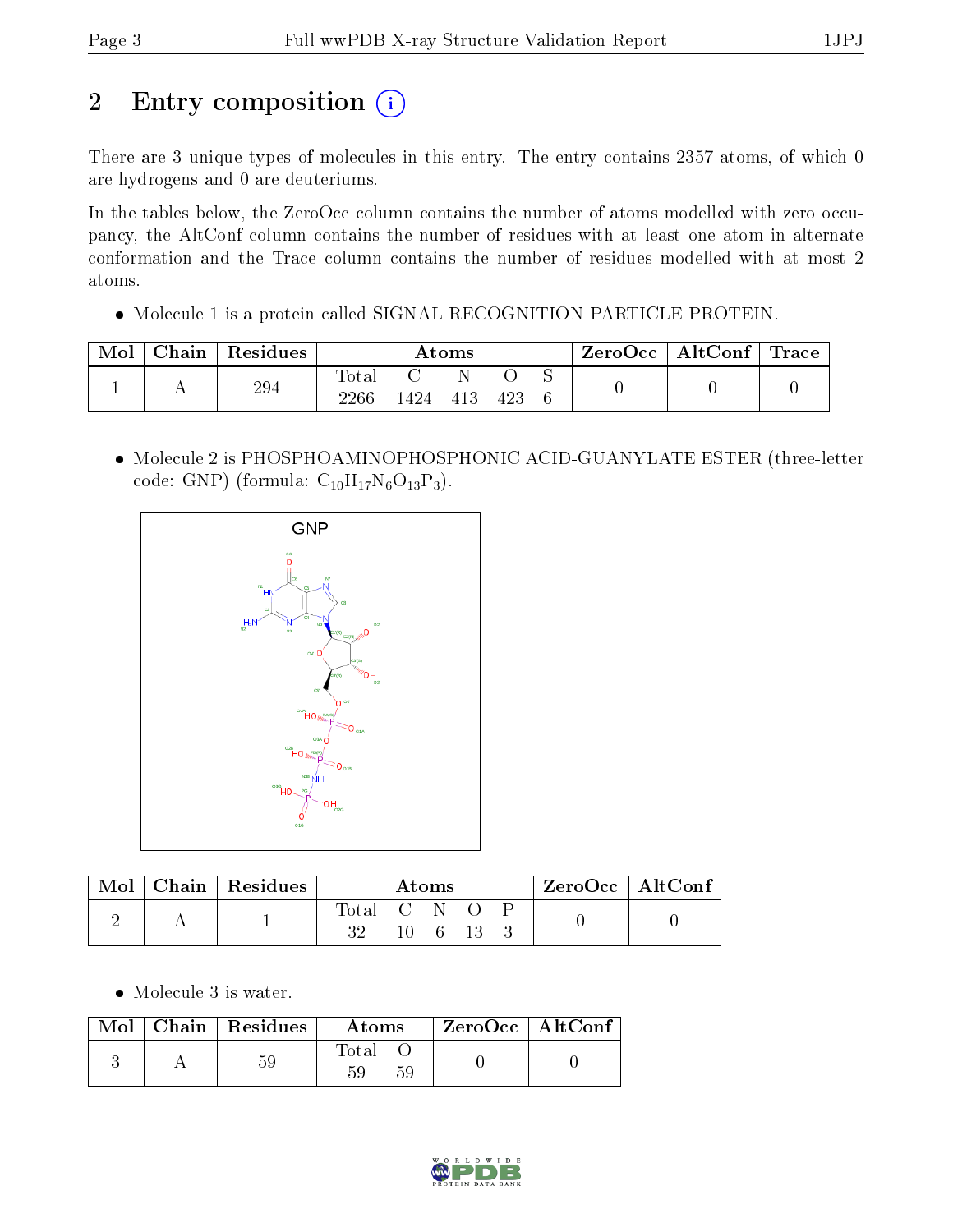# 2 Entry composition

There are 3 unique types of molecules in this entry. The entry contains 2357 atoms, of which 0 are hydrogens and 0 are deuteriums.

In the tables below, the ZeroOcc column contains the number of atoms modelled with zero occupancy, the AltConf column contains the number of residues with at least one atom in alternate conformation and the Trace column contains the number of residues modelled with at most 2 atoms.

- Molecule 1 is a protein called SIGNAL RECOGNITION PARTICLE PROTEIN.

| Mol | Chain | Residues | Atoms | | | | | ZeroOcc | AltConf | Trace |
|---|---|---|---|---|---|---|---|---|---|---|
| 1 | A | 294 | Total<br>2266 | C<br>1424 | N<br>413 | O<br>423 | S<br>6 | 0 | 0 | 0 |

- Molecule 2 is PHOSPHOAMINOPHOSPHONIC ACID-GUANYLATE ESTER (three-letter code: GNP) (formula: $C_{10}H_{17}N_6O_{13}P_3$).

| Mol | Chain | Residues | Atoms | | | | | ZeroOcc | AltConf |
|---|---|---|---|---|---|---|---|---|---|
| 2 | A | 1 | Total<br>32 | C<br>10 | N<br>6 | O<br>13 | P<br>3 | 0 | 0 |

- Molecule 3 is water.

| Mol | Chain | Residues | Atoms | | ZeroOcc | AltConf |
|---|---|---|---|---|---|---|
| 3 | A | 59 | Total<br>59 | O<br>59 | 0 | 0 |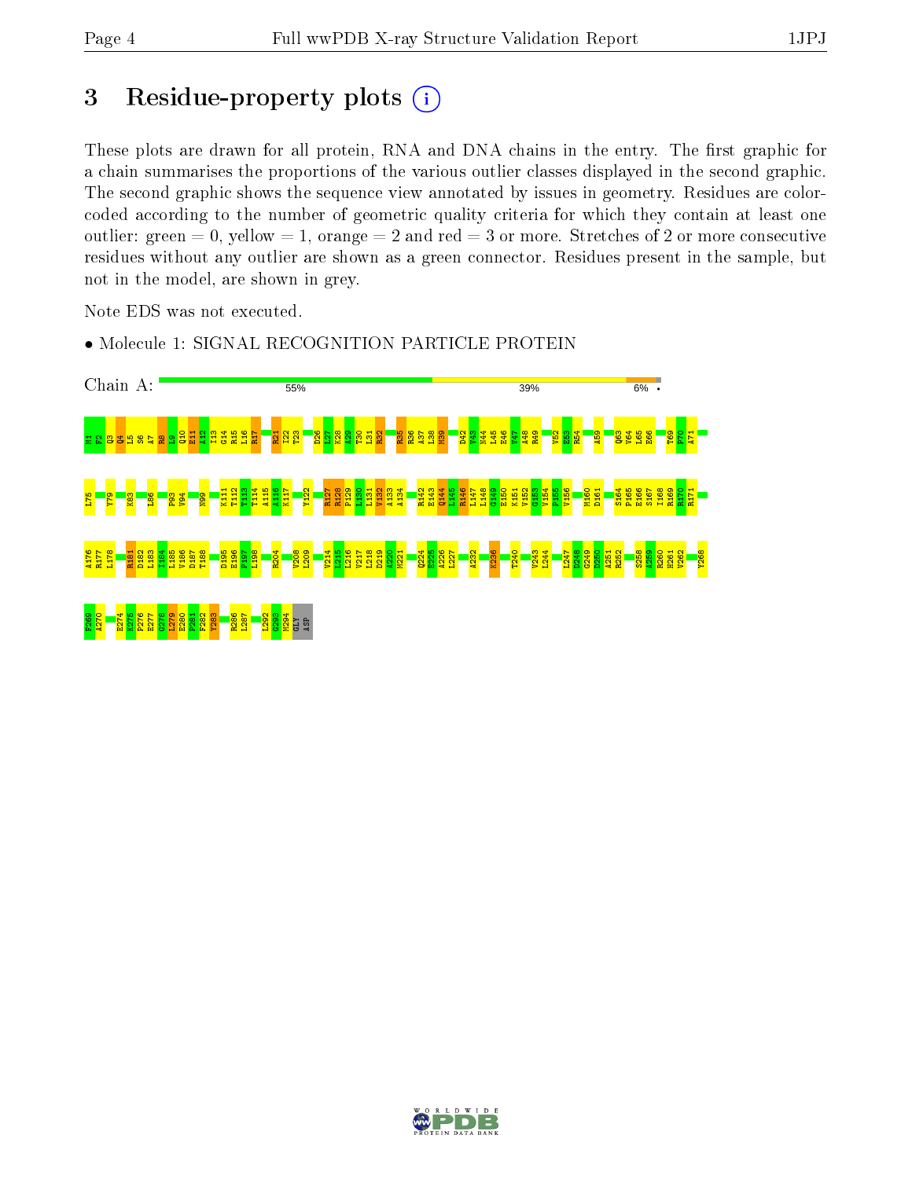# 3 Residue-property plots

These plots are drawn for all protein, RNA and DNA chains in the entry. The first graphic for a chain summarises the proportions of the various outlier classes displayed in the second graphic. The second graphic shows the sequence view annotated by issues in geometry. Residues are color-coded according to the number of geometric quality criteria for which they contain at least one outlier: green = 0, yellow = 1, orange = 2 and red = 3 or more. Stretches of 2 or more consecutive residues without any outlier are shown as a green connector. Residues present in the sample, but not in the model, are shown in grey.

Note EDS was not executed.

- Molecule 1: SIGNAL RECOGNITION PARTICLE PROTEIN

Chain A: 55% | 39% | 6% | •

M1 F2 Q3 Q4 L5 S6 A7 R8 L9 Q10 E11 A12 I13 G14 R15 L16 R17 R21 I22 T23 D26 L27 K28 A29 T30 L31 R32 R35 R36 A37 L38 M39 D42 V43 N44 L45 E46 V47 A48 R49 V52 E53 R54 A59 Q63 V64 L65 E66 T69 P70 A71 L75 Y79 K83 L86 P93 V94 N99 K111 T112 T113 T114 A115 A116 K117 Y122 R127 R128 P129 L130 L131 V132 A133 A134 R142 E143 Q144 L145 R146 L147 L148 G149 E150 K151 V152 G153 V154 P155 V156 M160 D161 S164 P165 R166 S167 I168 R169 R170 R171 A176 R177 L178 R181 D182 L183 I184 L185 V186 D187 T188 D195 E196 P197 L198 R204 V208 L209 V214 I215 L216 V217 L218 D219 A220 M221 Q224 E225 A226 L227 A232 K236 T240 V243 L244 L247 D248 G249 D250 A251 R252 S258 A259 R260 H261 V262 Y268 P269 A270 E274 K275 P276 E277 G278 L279 E280 P281 F282 Y283 R286 L287 L292 Q293 M294 GLY ASP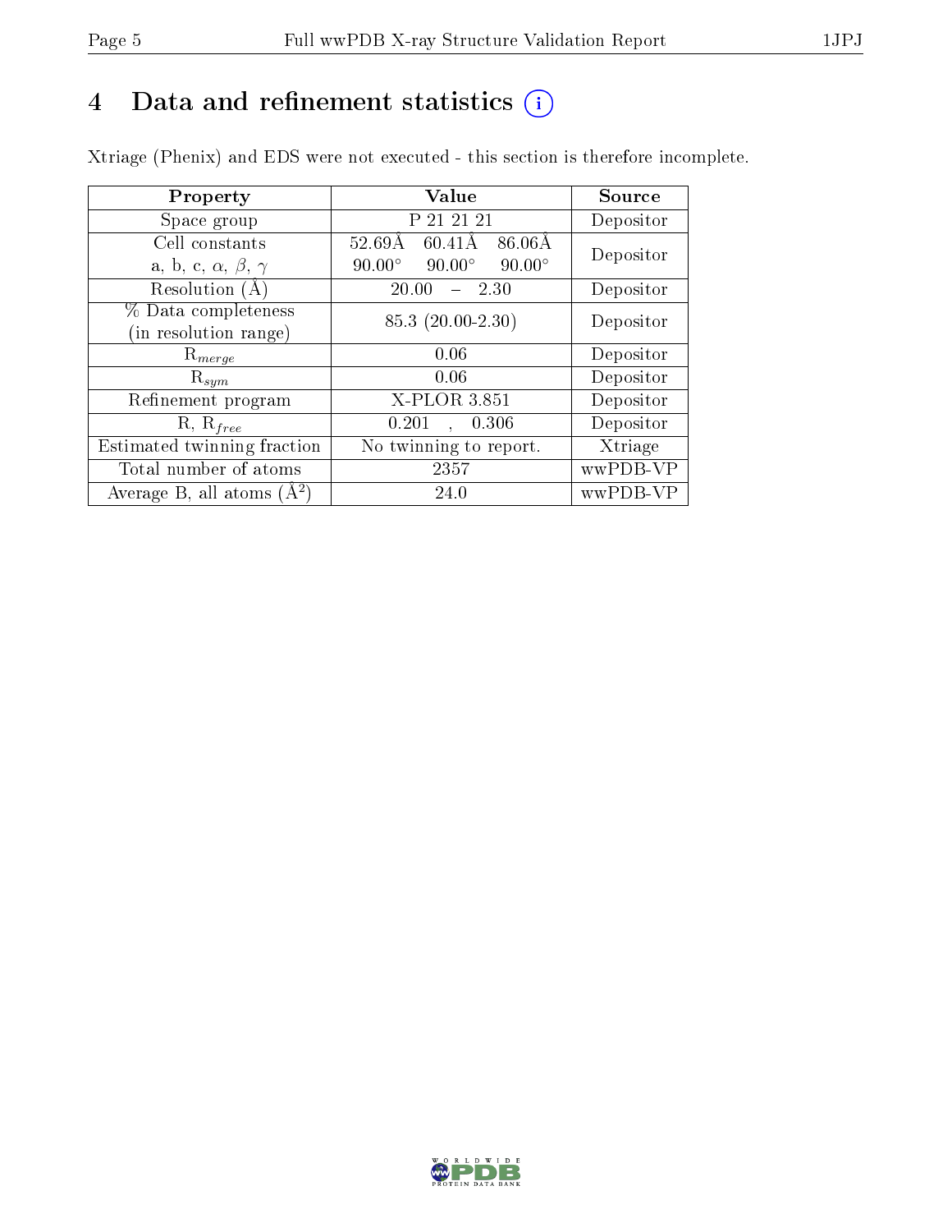# 4 Data and refinement statistics

Xtriage (Phenix) and EDS were not executed - this section is therefore incomplete.

| Property | Value | Source |
|---|---|---|
| Space group | P 21 21 21 | Depositor |
| Cell constants<br>a, b, c, $\alpha$, $\beta$, $\gamma$ | 52.69Å 60.41Å 86.06Å<br>90.00° 90.00° 90.00° | Depositor |
| Resolution (Å) | 20.00 – 2.30 | Depositor |
| % Data completeness<br>(in resolution range) | 85.3 (20.00-2.30) | Depositor |
| $R_{merge}$ | 0.06 | Depositor |
| $R_{sym}$ | 0.06 | Depositor |
| Refinement program | X-PLOR 3.851 | Depositor |
| R, $R_{free}$ | 0.201 , 0.306 | Depositor |
| Estimated twinning fraction | No twinning to report. | Xtriage |
| Total number of atoms | 2357 | wwPDB-VP |
| Average B, all atoms (Å$^2$) | 24.0 | wwPDB-VP |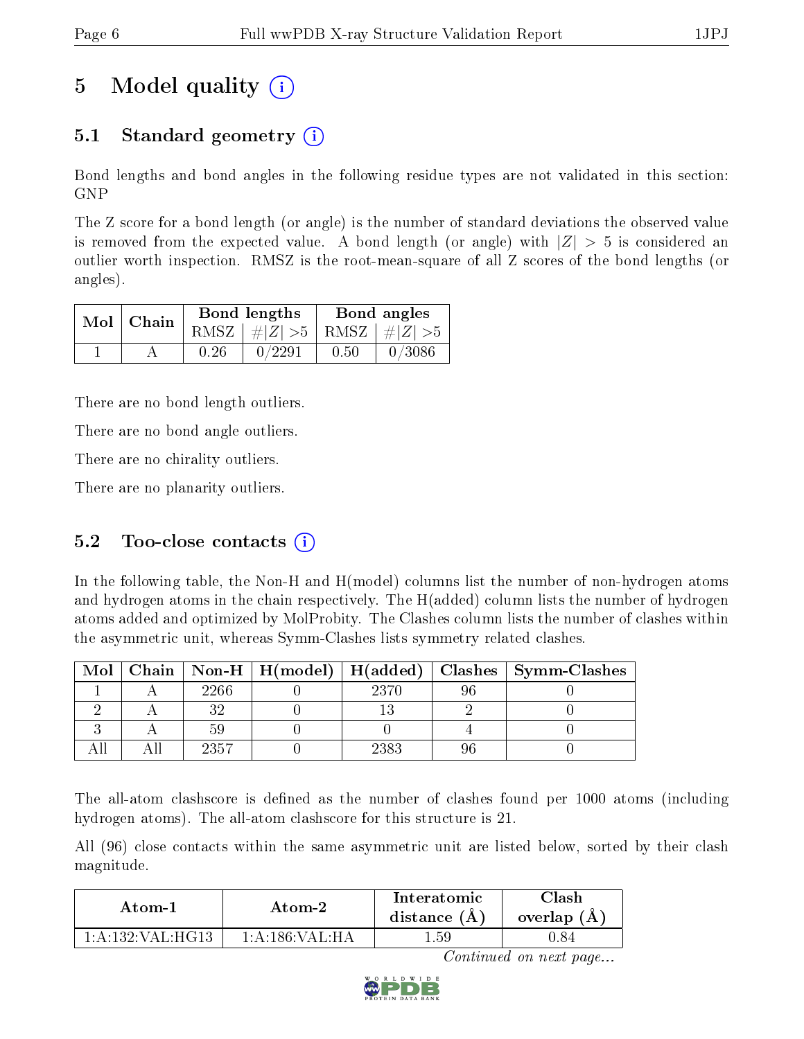# 5 Model quality

## 5.1 Standard geometry

Bond lengths and bond angles in the following residue types are not validated in this section: GNP

The Z score for a bond length (or angle) is the number of standard deviations the observed value is removed from the expected value. A bond length (or angle) with $|Z| > 5$ is considered an outlier worth inspection. RMSZ is the root-mean-square of all Z scores of the bond lengths (or angles).

| Mol | Chain | Bond lengths | | Bond angles | |
|---|---|---|---|---|---|
| | | RMSZ | $\#\|Z\| > 5$ | RMSZ | $\#\|Z\| > 5$ |
| 1 | A | 0.26 | 0/2291 | 0.50 | 0/3086 |

There are no bond length outliers.

There are no bond angle outliers.

There are no chirality outliers.

There are no planarity outliers.

## 5.2 Too-close contacts

In the following table, the Non-H and H(model) columns list the number of non-hydrogen atoms and hydrogen atoms in the chain respectively. The H(added) column lists the number of hydrogen atoms added and optimized by MolProbity. The Clashes column lists the number of clashes within the asymmetric unit, whereas Symm-Clashes lists symmetry related clashes.

| Mol | Chain | Non-H | H(model) | H(added) | Clashes | Symm-Clashes |
|---|---|---|---|---|---|---|
| 1 | A | 2266 | 0 | 2370 | 96 | 0 |
| 2 | A | 32 | 0 | 13 | 2 | 0 |
| 3 | A | 59 | 0 | 0 | 4 | 0 |
| All | All | 2357 | 0 | 2383 | 96 | 0 |

The all-atom clashscore is defined as the number of clashes found per 1000 atoms (including hydrogen atoms). The all-atom clashscore for this structure is 21.

All (96) close contacts within the same asymmetric unit are listed below, sorted by their clash magnitude.

| Atom-1 | Atom-2 | Interatomic distance (Å) | Clash overlap (Å) |
|---|---|---|---|
| 1:A:132:VAL:HG13 | 1:A:186:VAL:HA | 1.59 | 0.84 |

*Continued on next page...*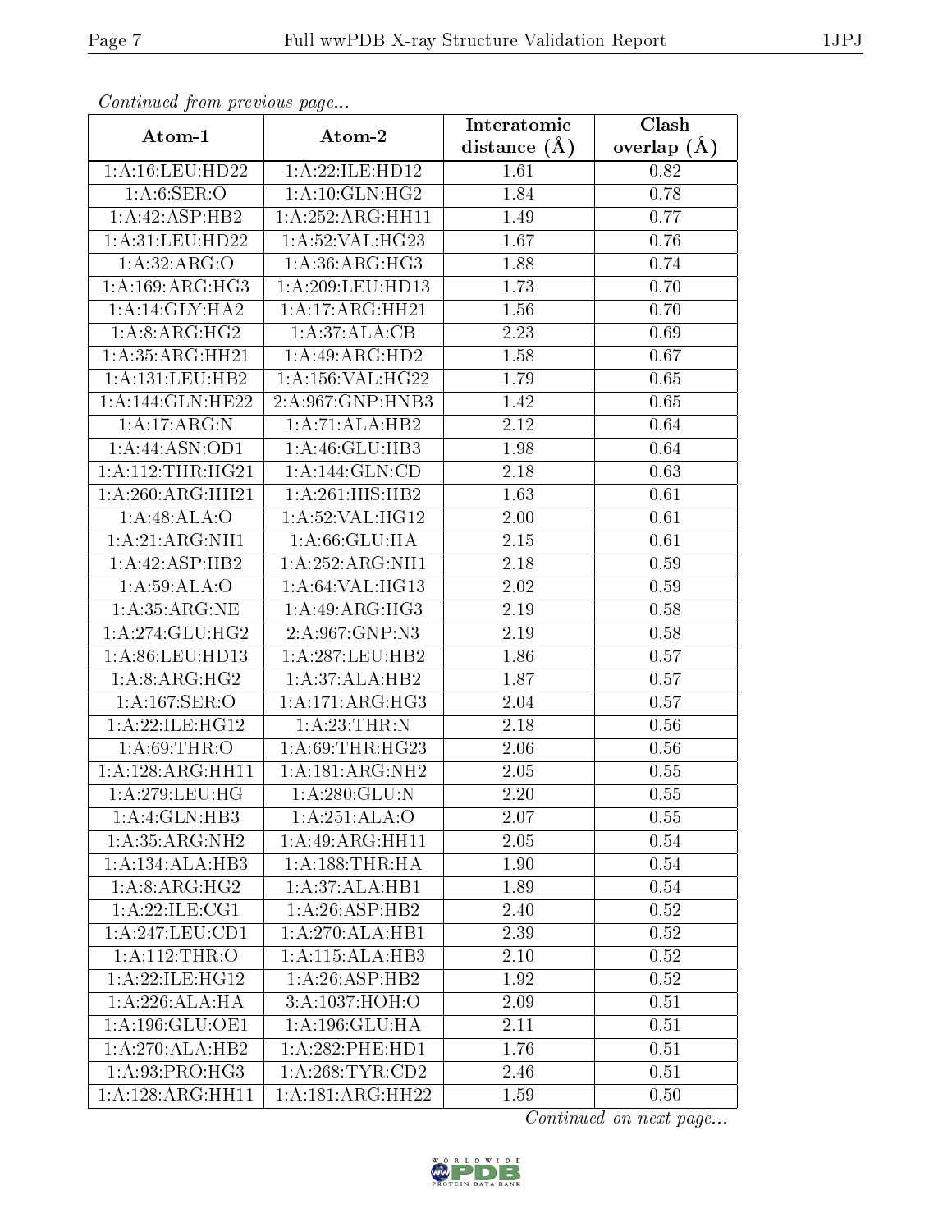*Continued from previous page...*

| Atom-1 | Atom-2 | Interatomic distance (Å) | Clash overlap (Å) |
|---|---|---|---|
| 1:A:16:LEU:HD22 | 1:A:22:ILE:HD12 | 1.61 | 0.82 |
| 1:A:6:SER:O | 1:A:10:GLN:HG2 | 1.84 | 0.78 |
| 1:A:42:ASP:HB2 | 1:A:252:ARG:HH11 | 1.49 | 0.77 |
| 1:A:31:LEU:HD22 | 1:A:52:VAL:HG23 | 1.67 | 0.76 |
| 1:A:32:ARG:O | 1:A:36:ARG:HG3 | 1.88 | 0.74 |
| 1:A:169:ARG:HG3 | 1:A:209:LEU:HD13 | 1.73 | 0.70 |
| 1:A:14:GLY:HA2 | 1:A:17:ARG:HH21 | 1.56 | 0.70 |
| 1:A:8:ARG:HG2 | 1:A:37:ALA:CB | 2.23 | 0.69 |
| 1:A:35:ARG:HH21 | 1:A:49:ARG:HD2 | 1.58 | 0.67 |
| 1:A:131:LEU:HB2 | 1:A:156:VAL:HG22 | 1.79 | 0.65 |
| 1:A:144:GLN:HE22 | 2:A:967:GNP:HNB3 | 1.42 | 0.65 |
| 1:A:17:ARG:N | 1:A:71:ALA:HB2 | 2.12 | 0.64 |
| 1:A:44:ASN:OD1 | 1:A:46:GLU:HB3 | 1.98 | 0.64 |
| 1:A:112:THR:HG21 | 1:A:144:GLN:CD | 2.18 | 0.63 |
| 1:A:260:ARG:HH21 | 1:A:261:HIS:HB2 | 1.63 | 0.61 |
| 1:A:48:ALA:O | 1:A:52:VAL:HG12 | 2.00 | 0.61 |
| 1:A:21:ARG:NH1 | 1:A:66:GLU:HA | 2.15 | 0.61 |
| 1:A:42:ASP:HB2 | 1:A:252:ARG:NH1 | 2.18 | 0.59 |
| 1:A:59:ALA:O | 1:A:64:VAL:HG13 | 2.02 | 0.59 |
| 1:A:35:ARG:NE | 1:A:49:ARG:HG3 | 2.19 | 0.58 |
| 1:A:274:GLU:HG2 | 2:A:967:GNP:N3 | 2.19 | 0.58 |
| 1:A:86:LEU:HD13 | 1:A:287:LEU:HB2 | 1.86 | 0.57 |
| 1:A:8:ARG:HG2 | 1:A:37:ALA:HB2 | 1.87 | 0.57 |
| 1:A:167:SER:O | 1:A:171:ARG:HG3 | 2.04 | 0.57 |
| 1:A:22:ILE:HG12 | 1:A:23:THR:N | 2.18 | 0.56 |
| 1:A:69:THR:O | 1:A:69:THR:HG23 | 2.06 | 0.56 |
| 1:A:128:ARG:HH11 | 1:A:181:ARG:NH2 | 2.05 | 0.55 |
| 1:A:279:LEU:HG | 1:A:280:GLU:N | 2.20 | 0.55 |
| 1:A:4:GLN:HB3 | 1:A:251:ALA:O | 2.07 | 0.55 |
| 1:A:35:ARG:NH2 | 1:A:49:ARG:HH11 | 2.05 | 0.54 |
| 1:A:134:ALA:HB3 | 1:A:188:THR:HA | 1.90 | 0.54 |
| 1:A:8:ARG:HG2 | 1:A:37:ALA:HB1 | 1.89 | 0.54 |
| 1:A:22:ILE:CG1 | 1:A:26:ASP:HB2 | 2.40 | 0.52 |
| 1:A:247:LEU:CD1 | 1:A:270:ALA:HB1 | 2.39 | 0.52 |
| 1:A:112:THR:O | 1:A:115:ALA:HB3 | 2.10 | 0.52 |
| 1:A:22:ILE:HG12 | 1:A:26:ASP:HB2 | 1.92 | 0.52 |
| 1:A:226:ALA:HA | 3:A:1037:HOH:O | 2.09 | 0.51 |
| 1:A:196:GLU:OE1 | 1:A:196:GLU:HA | 2.11 | 0.51 |
| 1:A:270:ALA:HB2 | 1:A:282:PHE:HD1 | 1.76 | 0.51 |
| 1:A:93:PRO:HG3 | 1:A:268:TYR:CD2 | 2.46 | 0.51 |
| 1:A:128:ARG:HH11 | 1:A:181:ARG:HH22 | 1.59 | 0.50 |

*Continued on next page...*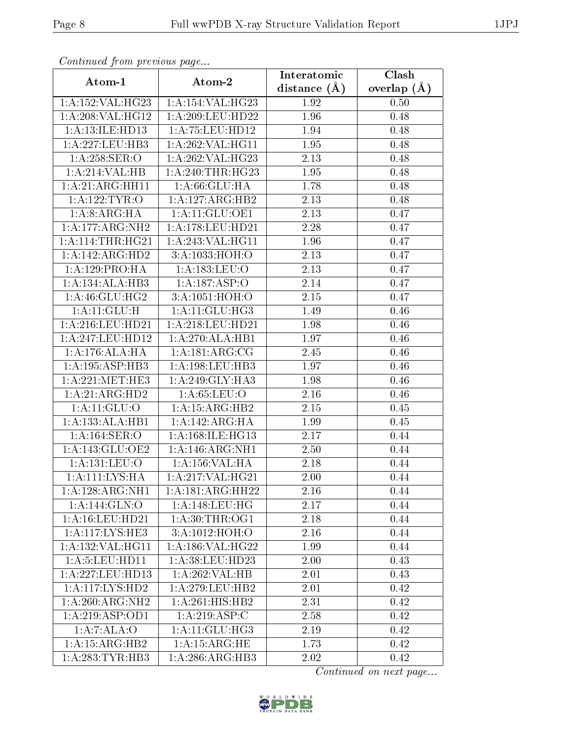*Continued from previous page...*

| Atom-1 | Atom-2 | Interatomic distance (Å) | Clash overlap (Å) |
|---|---|---|---|
| 1:A:152:VAL:HG23 | 1:A:154:VAL:HG23 | 1.92 | 0.50 |
| 1:A:208:VAL:HG12 | 1:A:209:LEU:HD22 | 1.96 | 0.48 |
| 1:A:13:ILE:HD13 | 1:A:75:LEU:HD12 | 1.94 | 0.48 |
| 1:A:227:LEU:HB3 | 1:A:262:VAL:HG11 | 1.95 | 0.48 |
| 1:A:258:SER:O | 1:A:262:VAL:HG23 | 2.13 | 0.48 |
| 1:A:214:VAL:HB | 1:A:240:THR:HG23 | 1.95 | 0.48 |
| 1:A:21:ARG:HH11 | 1:A:66:GLU:HA | 1.78 | 0.48 |
| 1:A:122:TYR:O | 1:A:127:ARG:HB2 | 2.13 | 0.48 |
| 1:A:8:ARG:HA | 1:A:11:GLU:OE1 | 2.13 | 0.47 |
| 1:A:177:ARG:NH2 | 1:A:178:LEU:HD21 | 2.28 | 0.47 |
| 1:A:114:THR:HG21 | 1:A:243:VAL:HG11 | 1.96 | 0.47 |
| 1:A:142:ARG:HD2 | 3:A:1033:HOH:O | 2.13 | 0.47 |
| 1:A:129:PRO:HA | 1:A:183:LEU:O | 2.13 | 0.47 |
| 1:A:134:ALA:HB3 | 1:A:187:ASP:O | 2.14 | 0.47 |
| 1:A:46:GLU:HG2 | 3:A:1051:HOH:O | 2.15 | 0.47 |
| 1:A:11:GLU:H | 1:A:11:GLU:HG3 | 1.49 | 0.46 |
| 1:A:216:LEU:HD21 | 1:A:218:LEU:HD21 | 1.98 | 0.46 |
| 1:A:247:LEU:HD12 | 1:A:270:ALA:HB1 | 1.97 | 0.46 |
| 1:A:176:ALA:HA | 1:A:181:ARG:CG | 2.45 | 0.46 |
| 1:A:195:ASP:HB3 | 1:A:198:LEU:HB3 | 1.97 | 0.46 |
| 1:A:221:MET:HE3 | 1:A:249:GLY:HA3 | 1.98 | 0.46 |
| 1:A:21:ARG:HD2 | 1:A:65:LEU:O | 2.16 | 0.46 |
| 1:A:11:GLU:O | 1:A:15:ARG:HB2 | 2.15 | 0.45 |
| 1:A:133:ALA:HB1 | 1:A:142:ARG:HA | 1.99 | 0.45 |
| 1:A:164:SER:O | 1:A:168:ILE:HG13 | 2.17 | 0.44 |
| 1:A:143:GLU:OE2 | 1:A:146:ARG:NH1 | 2.50 | 0.44 |
| 1:A:131:LEU:O | 1:A:156:VAL:HA | 2.18 | 0.44 |
| 1:A:111:LYS:HA | 1:A:217:VAL:HG21 | 2.00 | 0.44 |
| 1:A:128:ARG:NH1 | 1:A:181:ARG:HH22 | 2.16 | 0.44 |
| 1:A:144:GLN:O | 1:A:148:LEU:HG | 2.17 | 0.44 |
| 1:A:16:LEU:HD21 | 1:A:30:THR:OG1 | 2.18 | 0.44 |
| 1:A:117:LYS:HE3 | 3:A:1012:HOH:O | 2.16 | 0.44 |
| 1:A:132:VAL:HG11 | 1:A:186:VAL:HG22 | 1.99 | 0.44 |
| 1:A:5:LEU:HD11 | 1:A:38:LEU:HD23 | 2.00 | 0.43 |
| 1:A:227:LEU:HD13 | 1:A:262:VAL:HB | 2.01 | 0.43 |
| 1:A:117:LYS:HD2 | 1:A:279:LEU:HB2 | 2.01 | 0.42 |
| 1:A:260:ARG:NH2 | 1:A:261:HIS:HB2 | 2.31 | 0.42 |
| 1:A:219:ASP:OD1 | 1:A:219:ASP:C | 2.58 | 0.42 |
| 1:A:7:ALA:O | 1:A:11:GLU:HG3 | 2.19 | 0.42 |
| 1:A:15:ARG:HB2 | 1:A:15:ARG:HE | 1.73 | 0.42 |
| 1:A:283:TYR:HB3 | 1:A:286:ARG:HB3 | 2.02 | 0.42 |

*Continued on next page...*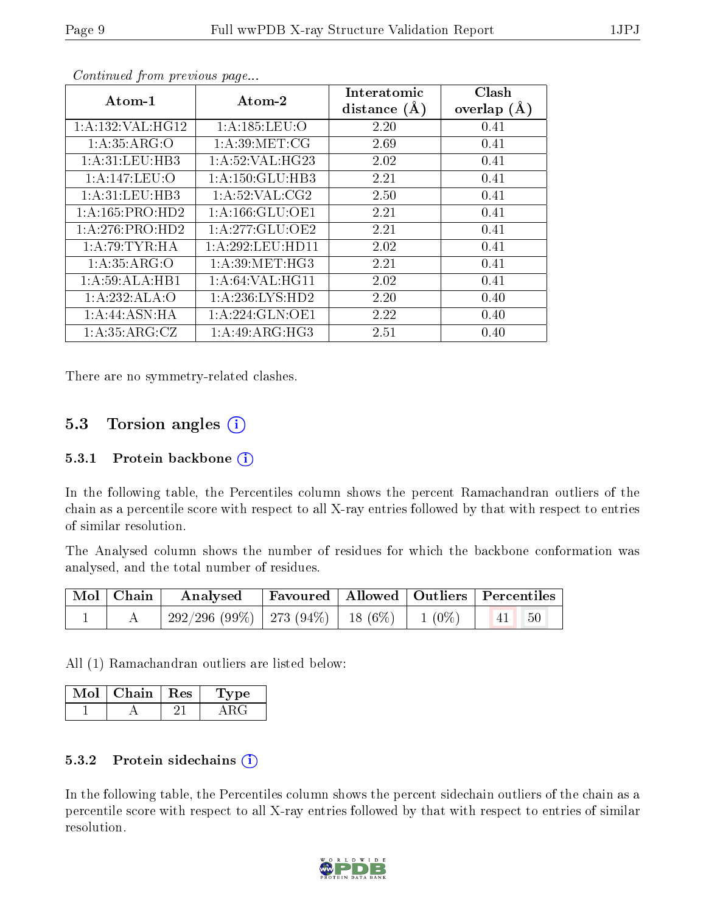*Continued from previous page...*

| Atom-1 | Atom-2 | Interatomic distance (Å) | Clash overlap (Å) |
|---|---|---|---|
| 1:A:132:VAL:HG12 | 1:A:185:LEU:O | 2.20 | 0.41 |
| 1:A:35:ARG:O | 1:A:39:MET:CG | 2.69 | 0.41 |
| 1:A:31:LEU:HB3 | 1:A:52:VAL:HG23 | 2.02 | 0.41 |
| 1:A:147:LEU:O | 1:A:150:GLU:HB3 | 2.21 | 0.41 |
| 1:A:31:LEU:HB3 | 1:A:52:VAL:CG2 | 2.50 | 0.41 |
| 1:A:165:PRO:HD2 | 1:A:166:GLU:OE1 | 2.21 | 0.41 |
| 1:A:276:PRO:HD2 | 1:A:277:GLU:OE2 | 2.21 | 0.41 |
| 1:A:79:TYR:HA | 1:A:292:LEU:HD11 | 2.02 | 0.41 |
| 1:A:35:ARG:O | 1:A:39:MET:HG3 | 2.21 | 0.41 |
| 1:A:59:ALA:HB1 | 1:A:64:VAL:HG11 | 2.02 | 0.41 |
| 1:A:232:ALA:O | 1:A:236:LYS:HD2 | 2.20 | 0.40 |
| 1:A:44:ASN:HA | 1:A:224:GLN:OE1 | 2.22 | 0.40 |
| 1:A:35:ARG:CZ | 1:A:49:ARG:HG3 | 2.51 | 0.40 |

There are no symmetry-related clashes.

## 5.3 Torsion angles

### 5.3.1 Protein backbone

In the following table, the Percentiles column shows the percent Ramachandran outliers of the chain as a percentile score with respect to all X-ray entries followed by that with respect to entries of similar resolution.

The Analysed column shows the number of residues for which the backbone conformation was analysed, and the total number of residues.

| Mol | Chain | Analysed | Favoured | Allowed | Outliers | Percentiles | |
|---|---|---|---|---|---|---|---|
| 1 | A | 292/296 (99%) | 273 (94%) | 18 (6%) | 1 (0%) | 41 | 50 |

All (1) Ramachandran outliers are listed below:

| Mol | Chain | Res | Type |
|---|---|---|---|
| 1 | A | 21 | ARG |

### 5.3.2 Protein sidechains

In the following table, the Percentiles column shows the percent sidechain outliers of the chain as a percentile score with respect to all X-ray entries followed by that with respect to entries of similar resolution.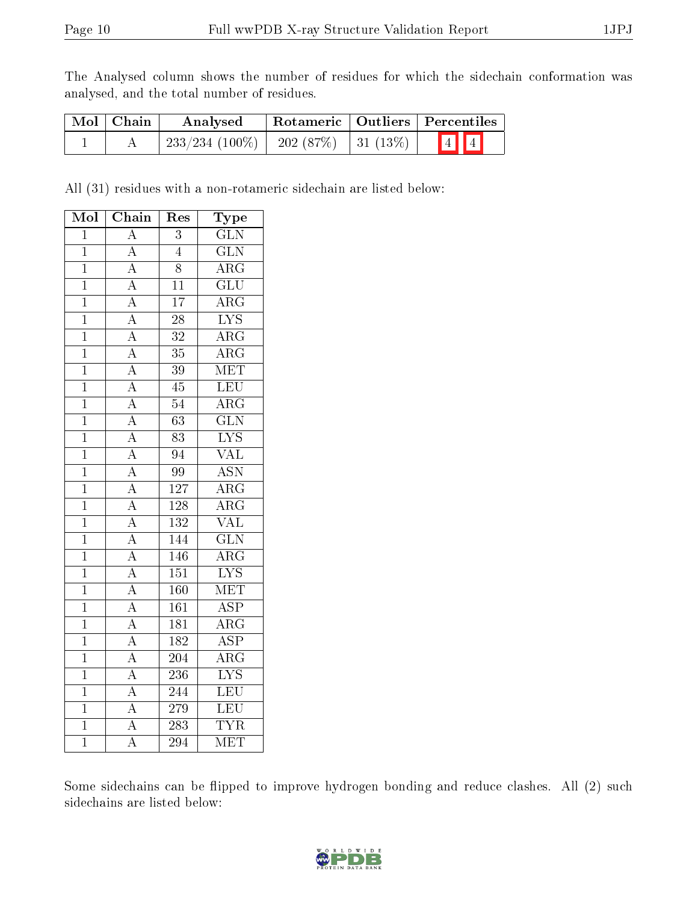The Analysed column shows the number of residues for which the sidechain conformation was analysed, and the total number of residues.

| Mol | Chain | Analysed | Rotameric | Outliers | Percentiles |
|---|---|---|---|---|---|
| 1 | A | 233/234 (100%) | 202 (87%) | 31 (13%) | 4 4 |

All (31) residues with a non-rotameric sidechain are listed below:

| Mol | Chain | Res | Type |
|---|---|---|---|
| 1 | A | 3 | GLN |
| 1 | A | 4 | GLN |
| 1 | A | 8 | ARG |
| 1 | A | 11 | GLU |
| 1 | A | 17 | ARG |
| 1 | A | 28 | LYS |
| 1 | A | 32 | ARG |
| 1 | A | 35 | ARG |
| 1 | A | 39 | MET |
| 1 | A | 45 | LEU |
| 1 | A | 54 | ARG |
| 1 | A | 63 | GLN |
| 1 | A | 83 | LYS |
| 1 | A | 94 | VAL |
| 1 | A | 99 | ASN |
| 1 | A | 127 | ARG |
| 1 | A | 128 | ARG |
| 1 | A | 132 | VAL |
| 1 | A | 144 | GLN |
| 1 | A | 146 | ARG |
| 1 | A | 151 | LYS |
| 1 | A | 160 | MET |
| 1 | A | 161 | ASP |
| 1 | A | 181 | ARG |
| 1 | A | 182 | ASP |
| 1 | A | 204 | ARG |
| 1 | A | 236 | LYS |
| 1 | A | 244 | LEU |
| 1 | A | 279 | LEU |
| 1 | A | 283 | TYR |
| 1 | A | 294 | MET |

Some sidechains can be flipped to improve hydrogen bonding and reduce clashes. All (2) such sidechains are listed below: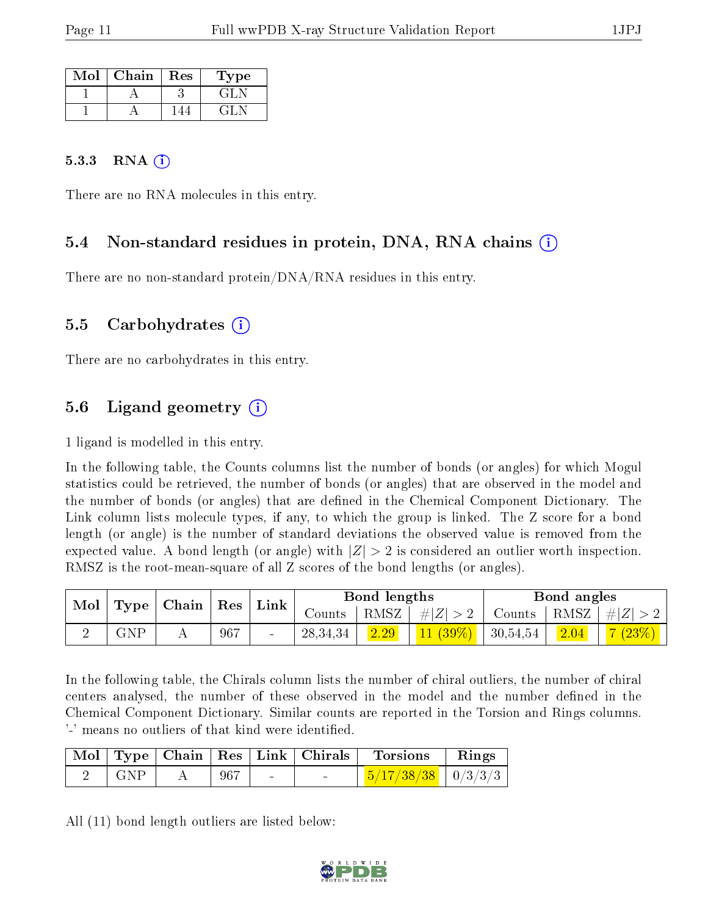| Mol | Chain | Res | Type |
|---|---|---|---|
| 1 | A | 3 | GLN |
| 1 | A | 144 | GLN |

#### 5.3.3 RNA (i)

There are no RNA molecules in this entry.

### 5.4 Non-standard residues in protein, DNA, RNA chains (i)

There are no non-standard protein/DNA/RNA residues in this entry.

### 5.5 Carbohydrates (i)

There are no carbohydrates in this entry.

### 5.6 Ligand geometry (i)

1 ligand is modelled in this entry.

In the following table, the Counts columns list the number of bonds (or angles) for which Mogul statistics could be retrieved, the number of bonds (or angles) that are observed in the model and the number of bonds (or angles) that are defined in the Chemical Component Dictionary. The Link column lists molecule types, if any, to which the group is linked. The Z score for a bond length (or angle) is the number of standard deviations the observed value is removed from the expected value. A bond length (or angle) with $|Z| > 2$ is considered an outlier worth inspection. RMSZ is the root-mean-square of all Z scores of the bond lengths (or angles).

| Mol | Type | Chain | Res | Link | Bond lengths | | | Bond angles | | |
|---|---|---|---|---|---|---|---|---|---|---|
| | | | | | Counts | RMSZ | $\#\|Z\| > 2$ | Counts | RMSZ | $\#\|Z\| > 2$ |
| 2 | GNP | A | 967 | - | 28,34,34 | 2.29 | 11 (39%) | 30,54,54 | 2.04 | 7 (23%) |

In the following table, the Chirals column lists the number of chiral outliers, the number of chiral centers analysed, the number of these observed in the model and the number defined in the Chemical Component Dictionary. Similar counts are reported in the Torsion and Rings columns. '-' means no outliers of that kind were identified.

| Mol | Type | Chain | Res | Link | Chirals | Torsions | Rings |
|---|---|---|---|---|---|---|---|
| 2 | GNP | A | 967 | - | - | 5/17/38/38 | 0/3/3/3 |

All (11) bond length outliers are listed below: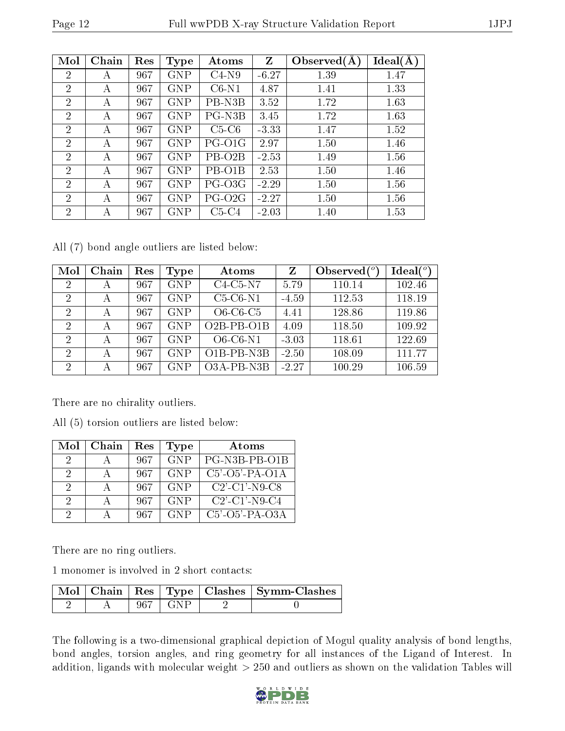| Mol | Chain | Res | Type | Atoms | Z | Observed(Å) | Ideal(Å) |
|---|---|---|---|---|---|---|---|
| 2 | A | 967 | GNP | C4-N9 | -6.27 | 1.39 | 1.47 |
| 2 | A | 967 | GNP | C6-N1 | 4.87 | 1.41 | 1.33 |
| 2 | A | 967 | GNP | PB-N3B | 3.52 | 1.72 | 1.63 |
| 2 | A | 967 | GNP | PG-N3B | 3.45 | 1.72 | 1.63 |
| 2 | A | 967 | GNP | C5-C6 | -3.33 | 1.47 | 1.52 |
| 2 | A | 967 | GNP | PG-O1G | 2.97 | 1.50 | 1.46 |
| 2 | A | 967 | GNP | PB-O2B | -2.53 | 1.49 | 1.56 |
| 2 | A | 967 | GNP | PB-O1B | 2.53 | 1.50 | 1.46 |
| 2 | A | 967 | GNP | PG-O3G | -2.29 | 1.50 | 1.56 |
| 2 | A | 967 | GNP | PG-O2G | -2.27 | 1.50 | 1.56 |
| 2 | A | 967 | GNP | C5-C4 | -2.03 | 1.40 | 1.53 |

All (7) bond angle outliers are listed below:

| Mol | Chain | Res | Type | Atoms | Z | Observed(°) | Ideal(°) |
|---|---|---|---|---|---|---|---|
| 2 | A | 967 | GNP | C4-C5-N7 | 5.79 | 110.14 | 102.46 |
| 2 | A | 967 | GNP | C5-C6-N1 | -4.59 | 112.53 | 118.19 |
| 2 | A | 967 | GNP | O6-C6-C5 | 4.41 | 128.86 | 119.86 |
| 2 | A | 967 | GNP | O2B-PB-O1B | 4.09 | 118.50 | 109.92 |
| 2 | A | 967 | GNP | O6-C6-N1 | -3.03 | 118.61 | 122.69 |
| 2 | A | 967 | GNP | O1B-PB-N3B | -2.50 | 108.09 | 111.77 |
| 2 | A | 967 | GNP | O3A-PB-N3B | -2.27 | 100.29 | 106.59 |

There are no chirality outliers.

All (5) torsion outliers are listed below:

| Mol | Chain | Res | Type | Atoms |
|---|---|---|---|---|
| 2 | A | 967 | GNP | PG-N3B-PB-O1B |
| 2 | A | 967 | GNP | C5'-O5'-PA-O1A |
| 2 | A | 967 | GNP | C2'-C1'-N9-C8 |
| 2 | A | 967 | GNP | C2'-C1'-N9-C4 |
| 2 | A | 967 | GNP | C5'-O5'-PA-O3A |

There are no ring outliers.

1 monomer is involved in 2 short contacts:

| Mol | Chain | Res | Type | Clashes | Symm-Clashes |
|---|---|---|---|---|---|
| 2 | A | 967 | GNP | 2 | 0 |

The following is a two-dimensional graphical depiction of Mogul quality analysis of bond lengths, bond angles, torsion angles, and ring geometry for all instances of the Ligand of Interest. In addition, ligands with molecular weight > 250 and outliers as shown on the validation Tables will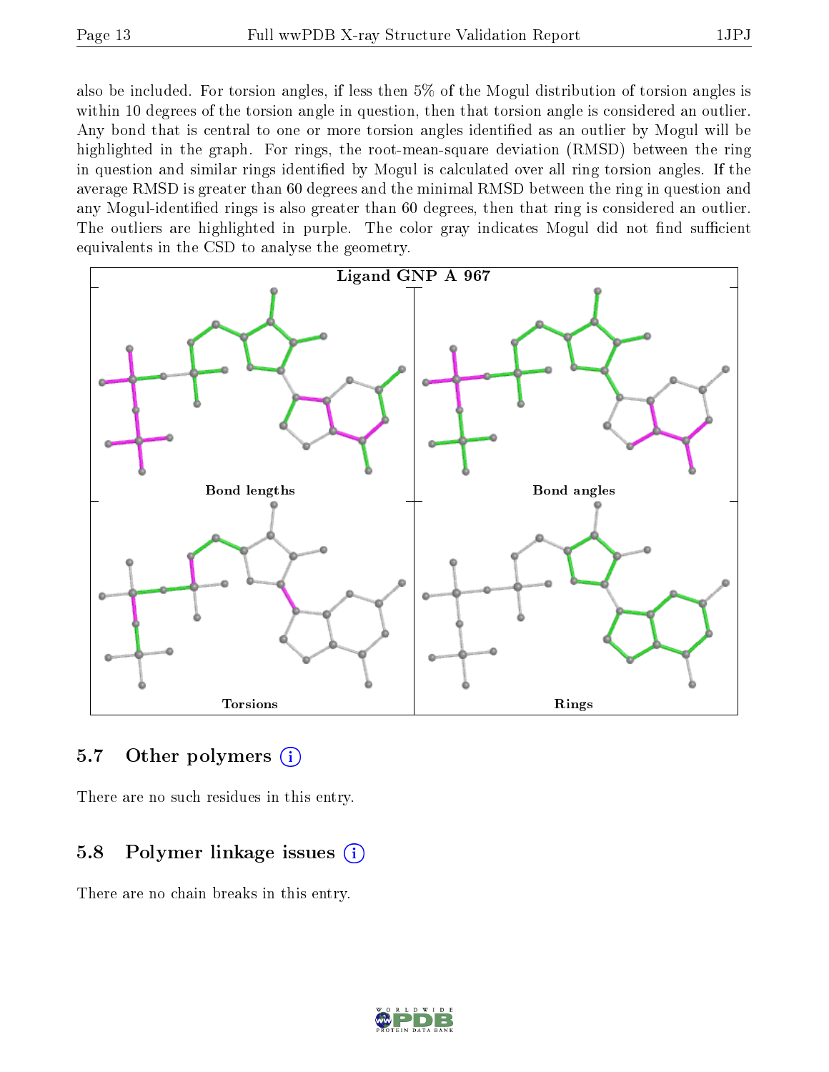also be included. For torsion angles, if less then 5% of the Mogul distribution of torsion angles is within 10 degrees of the torsion angle in question, then that torsion angle is considered an outlier. Any bond that is central to one or more torsion angles identified as an outlier by Mogul will be highlighted in the graph. For rings, the root-mean-square deviation (RMSD) between the ring in question and similar rings identified by Mogul is calculated over all ring torsion angles. If the average RMSD is greater than 60 degrees and the minimal RMSD between the ring in question and any Mogul-identified rings is also greater than 60 degrees, then that ring is considered an outlier. The outliers are highlighted in purple. The color gray indicates Mogul did not find sufficient equivalents in the CSD to analyse the geometry.

**Ligand GNP A 967**

Bond lengths

Bond angles

Torsions

Rings

## 5.7 Other polymers

There are no such residues in this entry.

## 5.8 Polymer linkage issues

There are no chain breaks in this entry.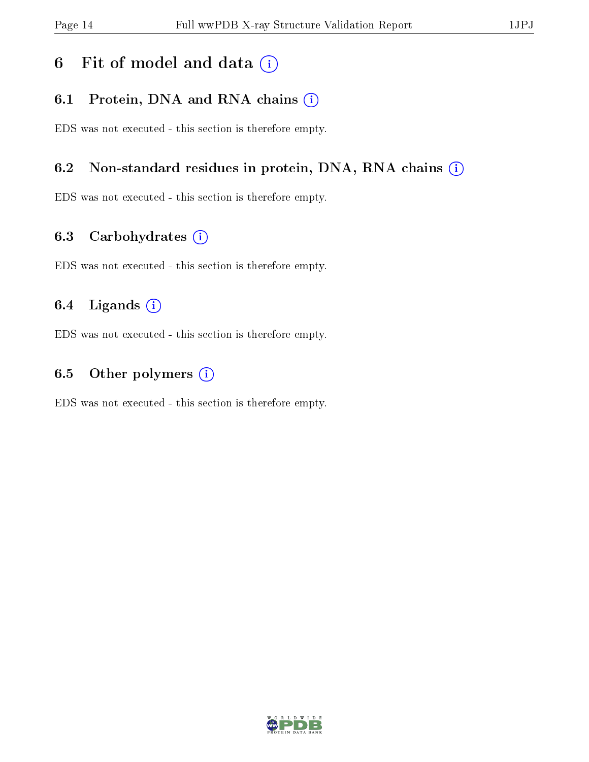# 6 Fit of model and data

## 6.1 Protein, DNA and RNA chains

EDS was not executed - this section is therefore empty.

## 6.2 Non-standard residues in protein, DNA, RNA chains

EDS was not executed - this section is therefore empty.

## 6.3 Carbohydrates

EDS was not executed - this section is therefore empty.

## 6.4 Ligands

EDS was not executed - this section is therefore empty.

## 6.5 Other polymers

EDS was not executed - this section is therefore empty.